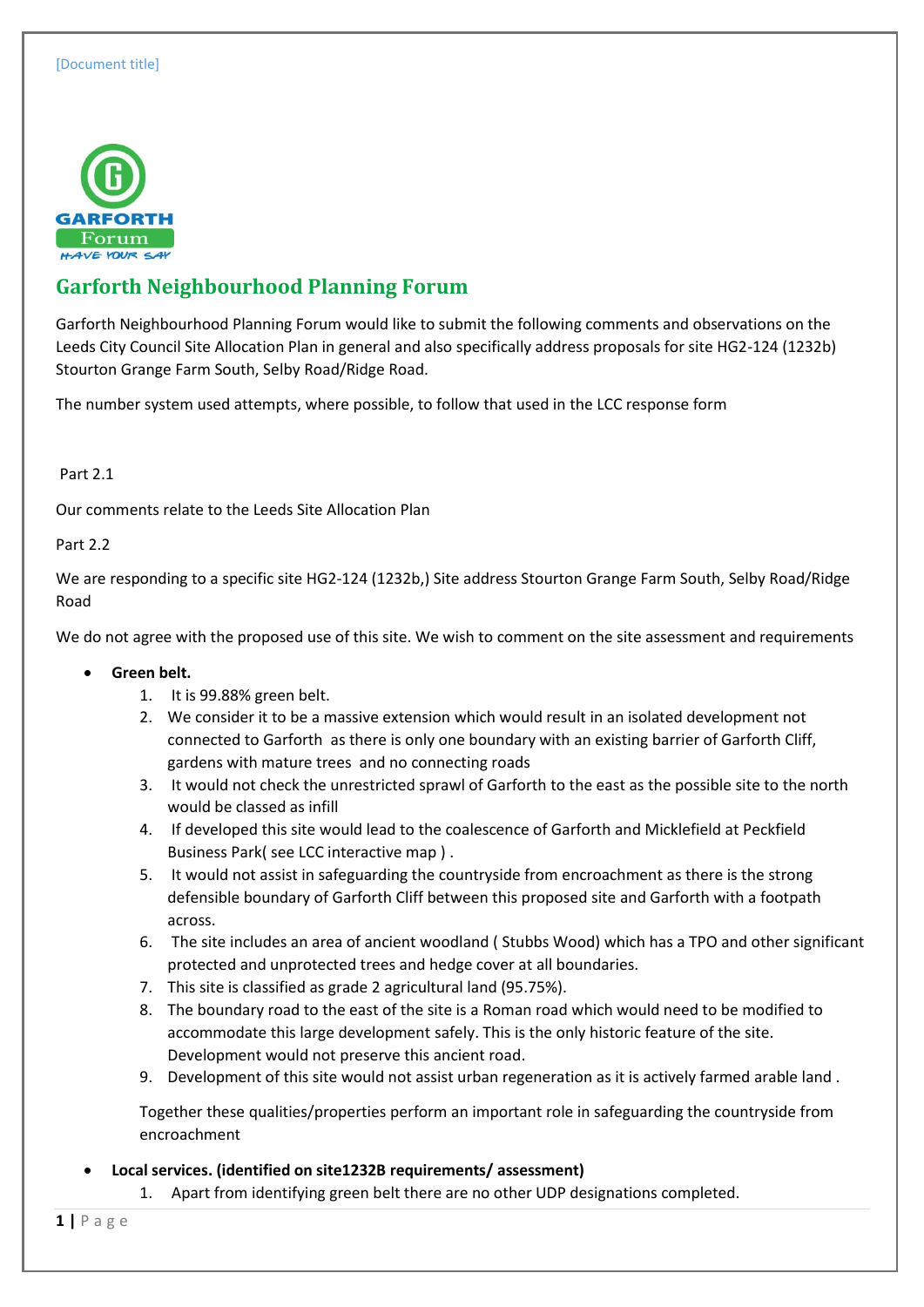# Garforth Neighbourhood Planning Forum

Garforth Neighbourhood Planning Forum would like to submit the following comments and observations on the Leeds City Council Site Allocation Plan in general and also specifically address proposals for site HG2-124 (1232b) Stourton Grange Farm South, Selby Road/Ridge Road.

The number system used attempts, where possible, to follow that used in the LCC response form

Part 2.1

Our comments relate to the Leeds Site Allocation Plan

Part 2.2

We are responding to a specific site HG2-124 (1232b,) Site address Stourton Grange Farm South, Selby Road/Ridge Road

We do not agree with the proposed use of this site. We wish to comment on the site assessment and requirements

- **Green belt.**
  1. It is 99.88% green belt.
  2. We consider it to be a massive extension which would result in an isolated development not connected to Garforth as there is only one boundary with an existing barrier of Garforth Cliff, gardens with mature trees and no connecting roads
  3. It would not check the unrestricted sprawl of Garforth to the east as the possible site to the north would be classed as infill
  4. If developed this site would lead to the coalescence of Garforth and Micklefield at Peckfield Business Park( see LCC interactive map ) .
  5. It would not assist in safeguarding the countryside from encroachment as there is the strong defensible boundary of Garforth Cliff between this proposed site and Garforth with a footpath across.
  6. The site includes an area of ancient woodland ( Stubbs Wood) which has a TPO and other significant protected and unprotected trees and hedge cover at all boundaries.
  7. This site is classified as grade 2 agricultural land (95.75%).
  8. The boundary road to the east of the site is a Roman road which would need to be modified to accommodate this large development safely. This is the only historic feature of the site. Development would not preserve this ancient road.
  9. Development of this site would not assist urban regeneration as it is actively farmed arable land .

  Together these qualities/properties perform an important role in safeguarding the countryside from encroachment

- **Local services. (identified on site1232B requirements/ assessment)**
  1. Apart from identifying green belt there are no other UDP designations completed.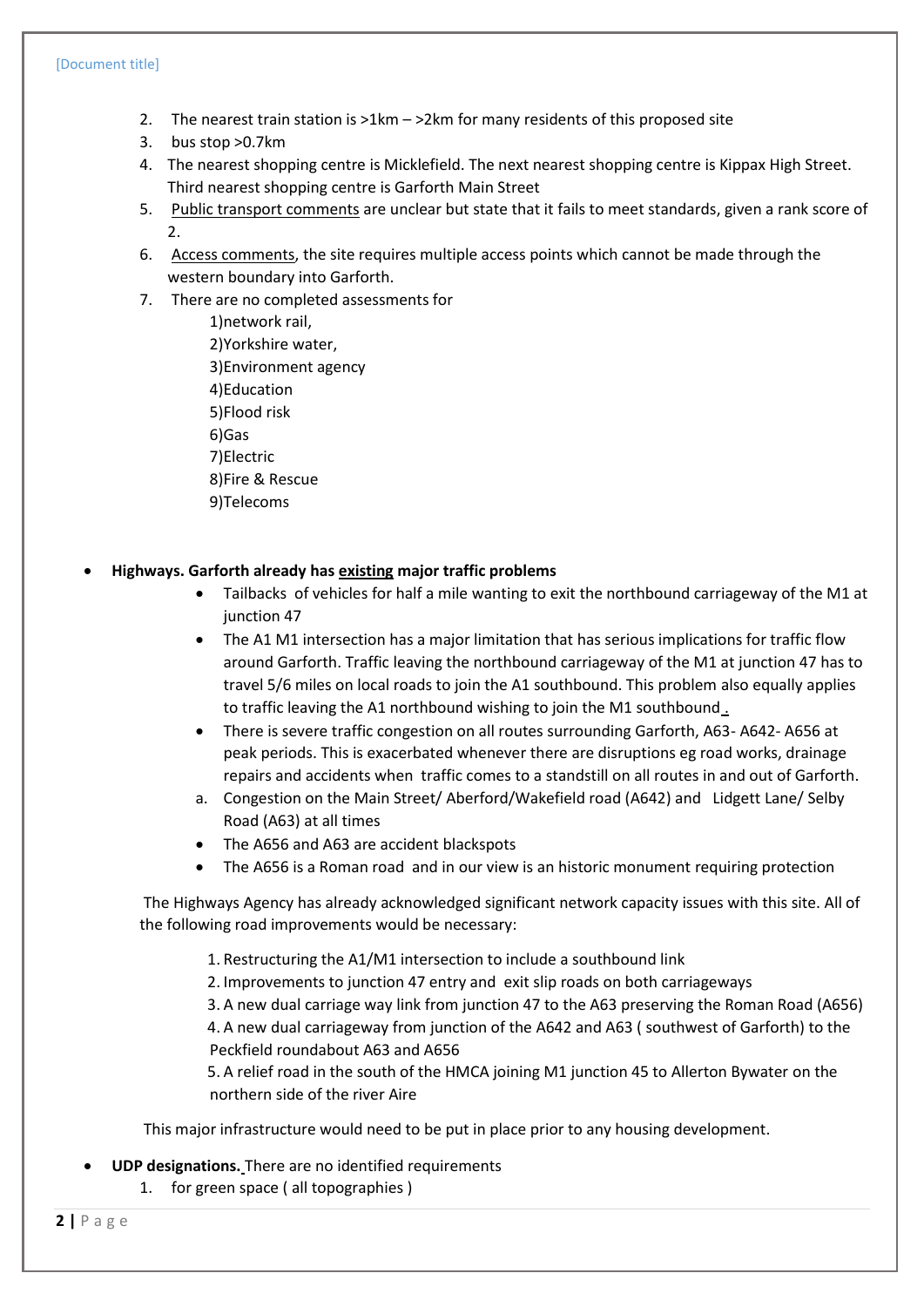2. The nearest train station is >1km – >2km for many residents of this proposed site
3. bus stop >0.7km
4. The nearest shopping centre is Micklefield. The next nearest shopping centre is Kippax High Street. Third nearest shopping centre is Garforth Main Street
5. Public transport comments are unclear but state that it fails to meet standards, given a rank score of 2.
6. Access comments, the site requires multiple access points which cannot be made through the western boundary into Garforth.
7. There are no completed assessments for
    1)network rail,
    2)Yorkshire water,
    3)Environment agency
    4)Education
    5)Flood risk
    6)Gas
    7)Electric
    8)Fire & Rescue
    9)Telecoms

- **Highways. Garforth already has existing major traffic problems**
    - Tailbacks of vehicles for half a mile wanting to exit the northbound carriageway of the M1 at junction 47
    - The A1 M1 intersection has a major limitation that has serious implications for traffic flow around Garforth. Traffic leaving the northbound carriageway of the M1 at junction 47 has to travel 5/6 miles on local roads to join the A1 southbound. This problem also equally applies to traffic leaving the A1 northbound wishing to join the M1 southbound.
    - There is severe traffic congestion on all routes surrounding Garforth, A63- A642- A656 at peak periods. This is exacerbated whenever there are disruptions eg road works, drainage repairs and accidents when traffic comes to a standstill on all routes in and out of Garforth.
    - a. Congestion on the Main Street/ Aberford/Wakefield road (A642) and Lidgett Lane/ Selby Road (A63) at all times
    - The A656 and A63 are accident blackspots
    - The A656 is a Roman road and in our view is an historic monument requiring protection

  The Highways Agency has already acknowledged significant network capacity issues with this site. All of the following road improvements would be necessary:

    1. Restructuring the A1/M1 intersection to include a southbound link
    2. Improvements to junction 47 entry and exit slip roads on both carriageways
    3. A new dual carriage way link from junction 47 to the A63 preserving the Roman Road (A656)
    4. A new dual carriageway from junction of the A642 and A63 ( southwest of Garforth) to the Peckfield roundabout A63 and A656
    5. A relief road in the south of the HMCA joining M1 junction 45 to Allerton Bywater on the northern side of the river Aire

  This major infrastructure would need to be put in place prior to any housing development.

- **UDP designations.** There are no identified requirements
    1. for green space ( all topographies )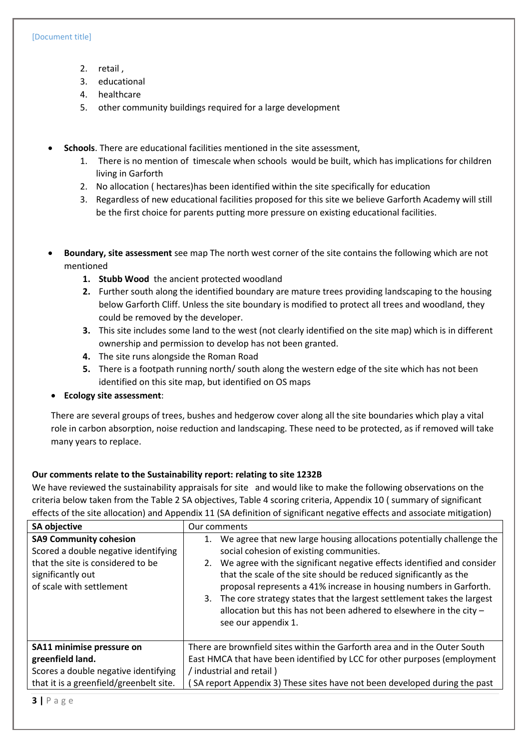2. retail ,
3. educational
4. healthcare
5. other community buildings required for a large development

- **Schools**. There are educational facilities mentioned in the site assessment,
    1. There is no mention of timescale when schools would be built, which has implications for children living in Garforth
    2. No allocation ( hectares)has been identified within the site specifically for education
    3. Regardless of new educational facilities proposed for this site we believe Garforth Academy will still be the first choice for parents putting more pressure on existing educational facilities.

- **Boundary, site assessment** see map The north west corner of the site contains the following which are not mentioned
    1. **Stubb Wood** the ancient protected woodland
    2. Further south along the identified boundary are mature trees providing landscaping to the housing below Garforth Cliff. Unless the site boundary is modified to protect all trees and woodland, they could be removed by the developer.
    3. This site includes some land to the west (not clearly identified on the site map) which is in different ownership and permission to develop has not been granted.
    4. The site runs alongside the Roman Road
    5. There is a footpath running north/ south along the western edge of the site which has not been identified on this site map, but identified on OS maps
- **Ecology site assessment**:

There are several groups of trees, bushes and hedgerow cover along all the site boundaries which play a vital role in carbon absorption, noise reduction and landscaping. These need to be protected, as if removed will take many years to replace.

**Our comments relate to the Sustainability report: relating to site 1232B**

We have reviewed the sustainability appraisals for site and would like to make the following observations on the criteria below taken from the Table 2 SA objectives, Table 4 scoring criteria, Appendix 10 ( summary of significant effects of the site allocation) and Appendix 11 (SA definition of significant negative effects and associate mitigation)

| SA objective | Our comments |
|---|---|
| **SA9 Community cohesion**<br>Scored a double negative identifying that the site is considered to be significantly out of scale with settlement | 1. We agree that new large housing allocations potentially challenge the social cohesion of existing communities.<br>2. We agree with the significant negative effects identified and consider that the scale of the site should be reduced significantly as the proposal represents a 41% increase in housing numbers in Garforth.<br>3. The core strategy states that the largest settlement takes the largest allocation but this has not been adhered to elsewhere in the city – see our appendix 1. |
| **SA11 minimise pressure on greenfield land.**<br>Scores a double negative identifying that it is a greenfield/greenbelt site. | There are brownfield sites within the Garforth area and in the Outer South East HMCA that have been identified by LCC for other purposes (employment / industrial and retail )<br>( SA report Appendix 3) These sites have not been developed during the past |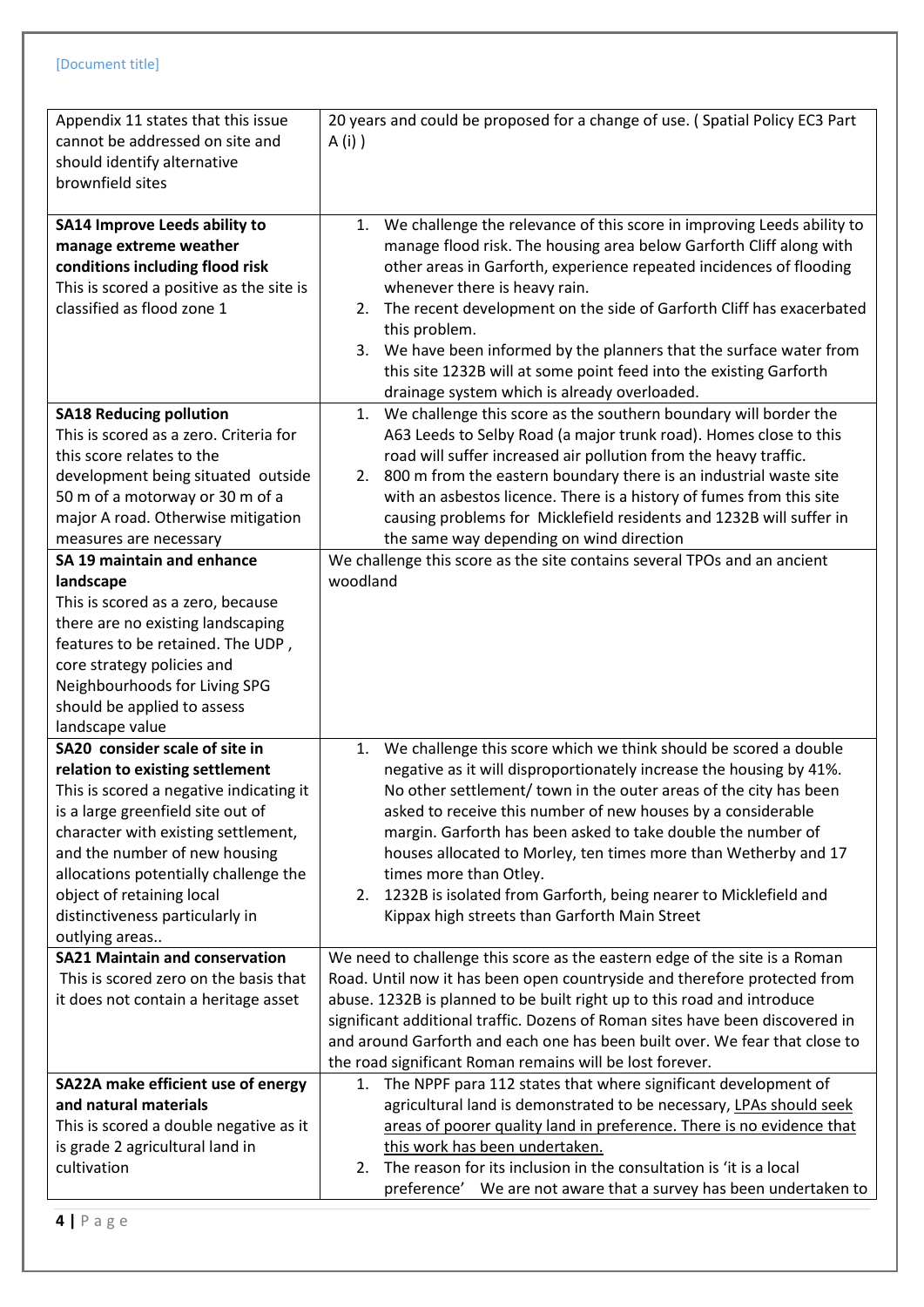| | |
|---|---|
| Appendix 11 states that this issue cannot be addressed on site and should identify alternative brownfield sites | 20 years and could be proposed for a change of use. ( Spatial Policy EC3 Part A (i) ) |
| **SA14 Improve Leeds ability to manage extreme weather conditions including flood risk**<br>This is scored a positive as the site is classified as flood zone 1 | 1. We challenge the relevance of this score in improving Leeds ability to manage flood risk. The housing area below Garforth Cliff along with other areas in Garforth, experience repeated incidences of flooding whenever there is heavy rain.<br>2. The recent development on the side of Garforth Cliff has exacerbated this problem.<br>3. We have been informed by the planners that the surface water from this site 1232B will at some point feed into the existing Garforth drainage system which is already overloaded. |
| **SA18 Reducing pollution**<br>This is scored as a zero. Criteria for this score relates to the development being situated outside 50 m of a motorway or 30 m of a major A road. Otherwise mitigation measures are necessary | 1. We challenge this score as the southern boundary will border the A63 Leeds to Selby Road (a major trunk road). Homes close to this road will suffer increased air pollution from the heavy traffic.<br>2. 800 m from the eastern boundary there is an industrial waste site with an asbestos licence. There is a history of fumes from this site causing problems for Micklefield residents and 1232B will suffer in the same way depending on wind direction |
| **SA 19 maintain and enhance landscape**<br>This is scored as a zero, because there are no existing landscaping features to be retained. The UDP , core strategy policies and Neighbourhoods for Living SPG should be applied to assess landscape value | We challenge this score as the site contains several TPOs and an ancient woodland |
| **SA20 consider scale of site in relation to existing settlement**<br>This is scored a negative indicating it is a large greenfield site out of character with existing settlement, and the number of new housing allocations potentially challenge the object of retaining local distinctiveness particularly in outlying areas.. | 1. We challenge this score which we think should be scored a double negative as it will disproportionately increase the housing by 41%. No other settlement/ town in the outer areas of the city has been asked to receive this number of new houses by a considerable margin. Garforth has been asked to take double the number of houses allocated to Morley, ten times more than Wetherby and 17 times more than Otley.<br>2. 1232B is isolated from Garforth, being nearer to Micklefield and Kippax high streets than Garforth Main Street |
| **SA21 Maintain and conservation**<br>This is scored zero on the basis that it does not contain a heritage asset | We need to challenge this score as the eastern edge of the site is a Roman Road. Until now it has been open countryside and therefore protected from abuse. 1232B is planned to be built right up to this road and introduce significant additional traffic. Dozens of Roman sites have been discovered in and around Garforth and each one has been built over. We fear that close to the road significant Roman remains will be lost forever. |
| **SA22A make efficient use of energy and natural materials**<br>This is scored a double negative as it is grade 2 agricultural land in cultivation | 1. The NPPF para 112 states that where significant development of agricultural land is demonstrated to be necessary, <u>LPAs should seek areas of poorer quality land in preference. There is no evidence that this work has been undertaken.</u><br>2. The reason for its inclusion in the consultation is 'it is a local preference' We are not aware that a survey has been undertaken to |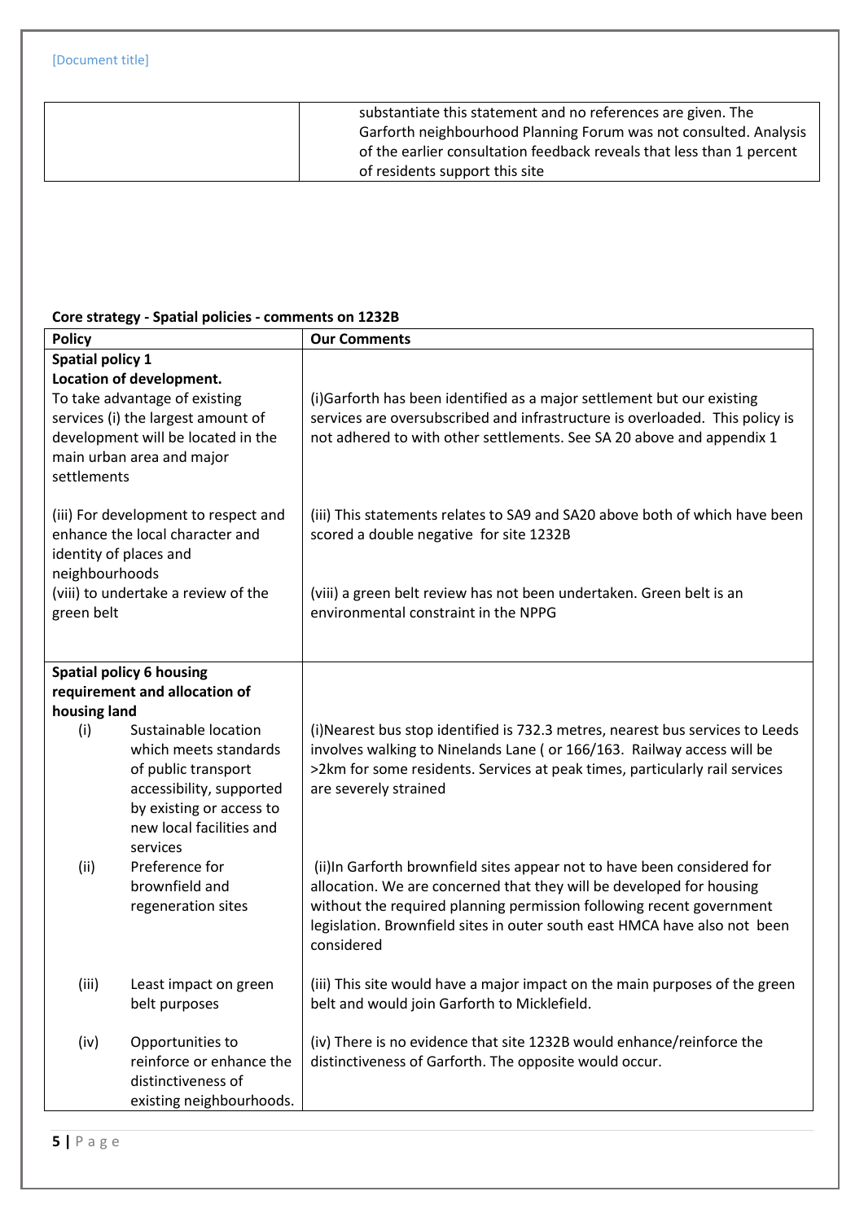| | substantiate this statement and no references are given. The Garforth neighbourhood Planning Forum was not consulted. Analysis of the earlier consultation feedback reveals that less than 1 percent of residents support this site |
|---|---|

**Core strategy - Spatial policies - comments on 1232B**

| Policy | Our Comments |
|---|---|
| **Spatial policy 1** **Location of development.** To take advantage of existing services (i) the largest amount of development will be located in the main urban area and major settlements | (i)Garforth has been identified as a major settlement but our existing services are oversubscribed and infrastructure is overloaded. This policy is not adhered to with other settlements. See SA 20 above and appendix 1 |
| (iii) For development to respect and enhance the local character and identity of places and neighbourhoods | (iii) This statements relates to SA9 and SA20 above both of which have been scored a double negative for site 1232B |
| (viii) to undertake a review of the green belt | (viii) a green belt review has not been undertaken. Green belt is an environmental constraint in the NPPG |
| **Spatial policy 6 housing requirement and allocation of housing land** | |
| (i) Sustainable location which meets standards of public transport accessibility, supported by existing or access to new local facilities and services | (i)Nearest bus stop identified is 732.3 metres, nearest bus services to Leeds involves walking to Ninelands Lane ( or 166/163. Railway access will be >2km for some residents. Services at peak times, particularly rail services are severely strained |
| (ii) Preference for brownfield and regeneration sites | (ii)In Garforth brownfield sites appear not to have been considered for allocation. We are concerned that they will be developed for housing without the required planning permission following recent government legislation. Brownfield sites in outer south east HMCA have also not been considered |
| (iii) Least impact on green belt purposes | (iii) This site would have a major impact on the main purposes of the green belt and would join Garforth to Micklefield. |
| (iv) Opportunities to reinforce or enhance the distinctiveness of existing neighbourhoods. | (iv) There is no evidence that site 1232B would enhance/reinforce the distinctiveness of Garforth. The opposite would occur. |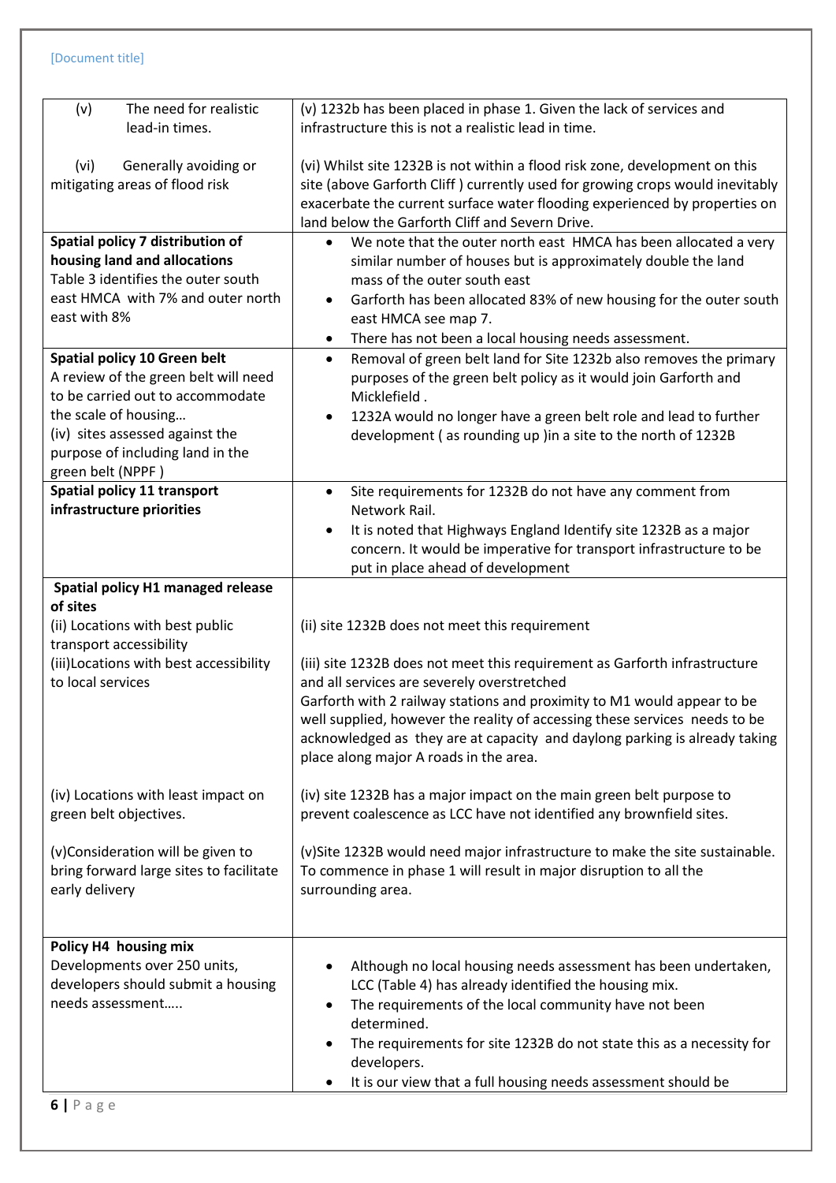| | |
|---|---|
| (v) The need for realistic lead-in times.<br><br>(vi) Generally avoiding or mitigating areas of flood risk | (v) 1232b has been placed in phase 1. Given the lack of services and infrastructure this is not a realistic lead in time.<br><br>(vi) Whilst site 1232B is not within a flood risk zone, development on this site (above Garforth Cliff ) currently used for growing crops would inevitably exacerbate the current surface water flooding experienced by properties on land below the Garforth Cliff and Severn Drive. |
| **Spatial policy 7 distribution of housing land and allocations**<br>Table 3 identifies the outer south east HMCA with 7% and outer north east with 8% | • We note that the outer north east HMCA has been allocated a very similar number of houses but is approximately double the land mass of the outer south east<br>• Garforth has been allocated 83% of new housing for the outer south east HMCA see map 7.<br>• There has not been a local housing needs assessment. |
| **Spatial policy 10 Green belt**<br>A review of the green belt will need to be carried out to accommodate the scale of housing…<br>(iv) sites assessed against the purpose of including land in the green belt (NPPF ) | • Removal of green belt land for Site 1232b also removes the primary purposes of the green belt policy as it would join Garforth and Micklefield .<br>• 1232A would no longer have a green belt role and lead to further development ( as rounding up )in a site to the north of 1232B |
| **Spatial policy 11 transport infrastructure priorities** | • Site requirements for 1232B do not have any comment from Network Rail.<br>• It is noted that Highways England Identify site 1232B as a major concern. It would be imperative for transport infrastructure to be put in place ahead of development |
| **Spatial policy H1 managed release of sites**<br>(ii) Locations with best public transport accessibility<br>(iii)Locations with best accessibility to local services<br><br>(iv) Locations with least impact on green belt objectives.<br><br>(v)Consideration will be given to bring forward large sites to facilitate early delivery | (ii) site 1232B does not meet this requirement<br><br>(iii) site 1232B does not meet this requirement as Garforth infrastructure and all services are severely overstretched<br>Garforth with 2 railway stations and proximity to M1 would appear to be well supplied, however the reality of accessing these services needs to be acknowledged as they are at capacity and daylong parking is already taking place along major A roads in the area.<br><br>(iv) site 1232B has a major impact on the main green belt purpose to prevent coalescence as LCC have not identified any brownfield sites.<br><br>(v)Site 1232B would need major infrastructure to make the site sustainable. To commence in phase 1 will result in major disruption to all the surrounding area. |
| **Policy H4 housing mix**<br>Developments over 250 units, developers should submit a housing needs assessment….. | • Although no local housing needs assessment has been undertaken, LCC (Table 4) has already identified the housing mix.<br>• The requirements of the local community have not been determined.<br>• The requirements for site 1232B do not state this as a necessity for developers.<br>• It is our view that a full housing needs assessment should be |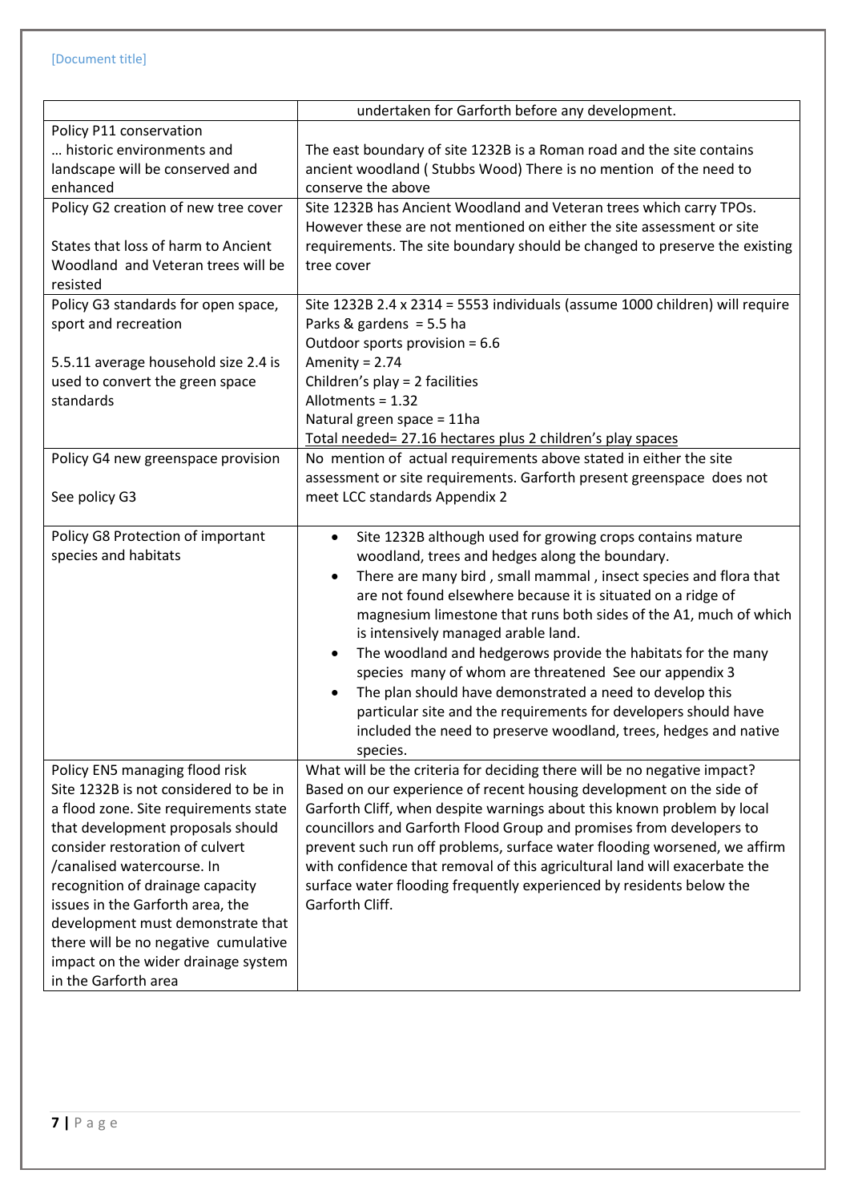| | |
|---|---|
| | undertaken for Garforth before any development. |
| Policy P11 conservation<br>… historic environments and landscape will be conserved and enhanced | The east boundary of site 1232B is a Roman road and the site contains ancient woodland ( Stubbs Wood) There is no mention of the need to conserve the above |
| Policy G2 creation of new tree cover<br><br>States that loss of harm to Ancient Woodland and Veteran trees will be resisted | Site 1232B has Ancient Woodland and Veteran trees which carry TPOs. However these are not mentioned on either the site assessment or site requirements. The site boundary should be changed to preserve the existing tree cover |
| Policy G3 standards for open space, sport and recreation<br><br>5.5.11 average household size 2.4 is used to convert the green space standards | Site 1232B 2.4 x 2314 = 5553 individuals (assume 1000 children) will require<br>Parks & gardens = 5.5 ha<br>Outdoor sports provision = 6.6<br>Amenity = 2.74<br>Children's play = 2 facilities<br>Allotments = 1.32<br>Natural green space = 11ha<br><u>Total needed= 27.16 hectares plus 2 children's play spaces</u> |
| Policy G4 new greenspace provision<br><br>See policy G3 | No mention of actual requirements above stated in either the site assessment or site requirements. Garforth present greenspace does not meet LCC standards Appendix 2 |
| Policy G8 Protection of important species and habitats | • Site 1232B although used for growing crops contains mature woodland, trees and hedges along the boundary.<br>• There are many bird , small mammal , insect species and flora that are not found elsewhere because it is situated on a ridge of magnesium limestone that runs both sides of the A1, much of which is intensively managed arable land.<br>• The woodland and hedgerows provide the habitats for the many species many of whom are threatened See our appendix 3<br>• The plan should have demonstrated a need to develop this particular site and the requirements for developers should have included the need to preserve woodland, trees, hedges and native species. |
| Policy EN5 managing flood risk<br>Site 1232B is not considered to be in a flood zone. Site requirements state that development proposals should consider restoration of culvert /canalised watercourse. In recognition of drainage capacity issues in the Garforth area, the development must demonstrate that there will be no negative cumulative impact on the wider drainage system in the Garforth area | What will be the criteria for deciding there will be no negative impact? Based on our experience of recent housing development on the side of Garforth Cliff, when despite warnings about this known problem by local councillors and Garforth Flood Group and promises from developers to prevent such run off problems, surface water flooding worsened, we affirm with confidence that removal of this agricultural land will exacerbate the surface water flooding frequently experienced by residents below the Garforth Cliff. |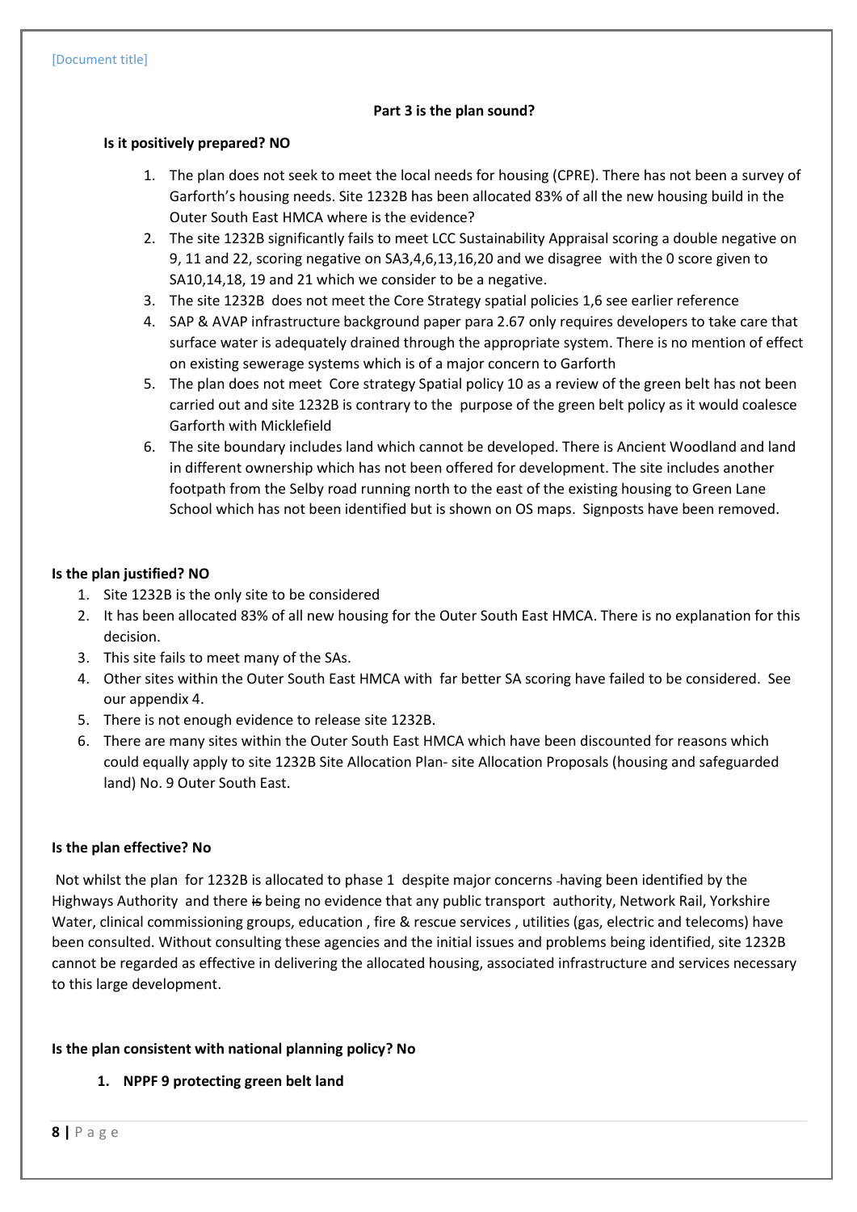**Part 3 is the plan sound?**

**Is it positively prepared? NO**

1. The plan does not seek to meet the local needs for housing (CPRE). There has not been a survey of Garforth's housing needs. Site 1232B has been allocated 83% of all the new housing build in the Outer South East HMCA where is the evidence?
2. The site 1232B significantly fails to meet LCC Sustainability Appraisal scoring a double negative on 9, 11 and 22, scoring negative on SA3,4,6,13,16,20 and we disagree with the 0 score given to SA10,14,18, 19 and 21 which we consider to be a negative.
3. The site 1232B does not meet the Core Strategy spatial policies 1,6 see earlier reference
4. SAP & AVAP infrastructure background paper para 2.67 only requires developers to take care that surface water is adequately drained through the appropriate system. There is no mention of effect on existing sewerage systems which is of a major concern to Garforth
5. The plan does not meet Core strategy Spatial policy 10 as a review of the green belt has not been carried out and site 1232B is contrary to the purpose of the green belt policy as it would coalesce Garforth with Micklefield
6. The site boundary includes land which cannot be developed. There is Ancient Woodland and land in different ownership which has not been offered for development. The site includes another footpath from the Selby road running north to the east of the existing housing to Green Lane School which has not been identified but is shown on OS maps. Signposts have been removed.

**Is the plan justified? NO**

1. Site 1232B is the only site to be considered
2. It has been allocated 83% of all new housing for the Outer South East HMCA. There is no explanation for this decision.
3. This site fails to meet many of the SAs.
4. Other sites within the Outer South East HMCA with far better SA scoring have failed to be considered. See our appendix 4.
5. There is not enough evidence to release site 1232B.
6. There are many sites within the Outer South East HMCA which have been discounted for reasons which could equally apply to site 1232B Site Allocation Plan- site Allocation Proposals (housing and safeguarded land) No. 9 Outer South East.

**Is the plan effective? No**

Not whilst the plan for 1232B is allocated to phase 1 despite major concerns having been identified by the Highways Authority and there ~~is~~ being no evidence that any public transport authority, Network Rail, Yorkshire Water, clinical commissioning groups, education , fire & rescue services , utilities (gas, electric and telecoms) have been consulted. Without consulting these agencies and the initial issues and problems being identified, site 1232B cannot be regarded as effective in delivering the allocated housing, associated infrastructure and services necessary to this large development.

**Is the plan consistent with national planning policy? No**

1. **NPPF 9 protecting green belt land**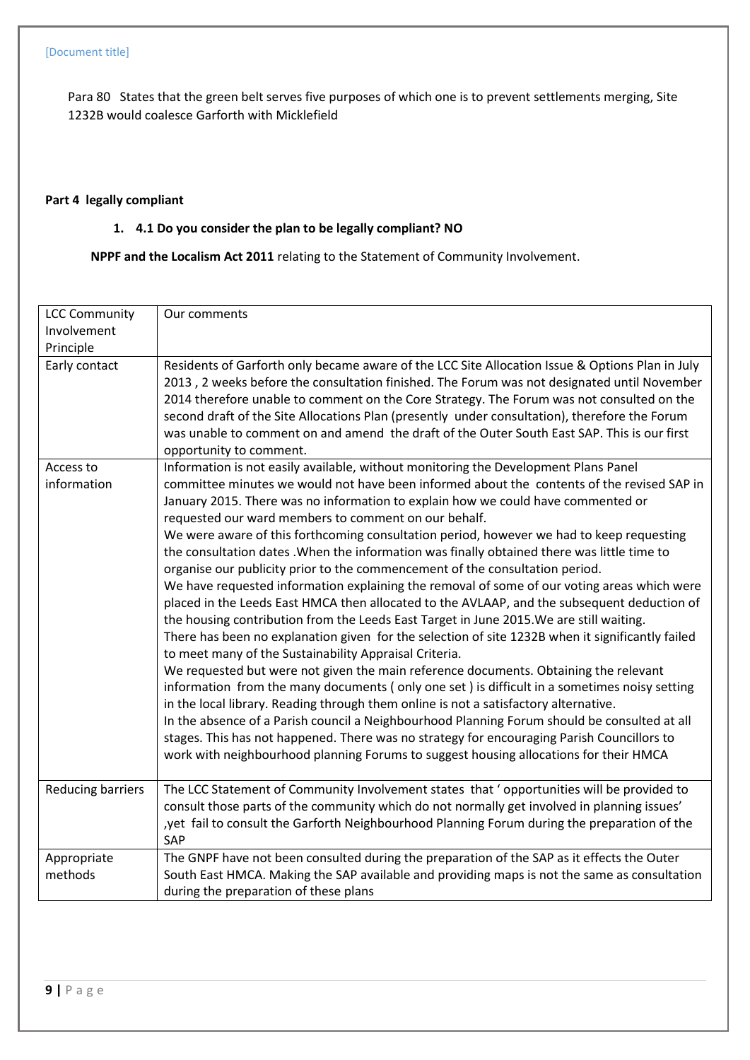Para 80 States that the green belt serves five purposes of which one is to prevent settlements merging, Site 1232B would coalesce Garforth with Micklefield

**Part 4 legally compliant**

1. **4.1 Do you consider the plan to be legally compliant? NO**

**NPPF and the Localism Act 2011** relating to the Statement of Community Involvement.

| LCC Community Involvement Principle | Our comments |
|---|---|
| Early contact | Residents of Garforth only became aware of the LCC Site Allocation Issue & Options Plan in July 2013 , 2 weeks before the consultation finished. The Forum was not designated until November 2014 therefore unable to comment on the Core Strategy. The Forum was not consulted on the second draft of the Site Allocations Plan (presently under consultation), therefore the Forum was unable to comment on and amend the draft of the Outer South East SAP. This is our first opportunity to comment. |
| Access to information | Information is not easily available, without monitoring the Development Plans Panel committee minutes we would not have been informed about the contents of the revised SAP in January 2015. There was no information to explain how we could have commented or requested our ward members to comment on our behalf.<br>We were aware of this forthcoming consultation period, however we had to keep requesting the consultation dates .When the information was finally obtained there was little time to organise our publicity prior to the commencement of the consultation period.<br>We have requested information explaining the removal of some of our voting areas which were placed in the Leeds East HMCA then allocated to the AVLAAP, and the subsequent deduction of the housing contribution from the Leeds East Target in June 2015.We are still waiting.<br>There has been no explanation given for the selection of site 1232B when it significantly failed to meet many of the Sustainability Appraisal Criteria.<br>We requested but were not given the main reference documents. Obtaining the relevant information from the many documents ( only one set ) is difficult in a sometimes noisy setting in the local library. Reading through them online is not a satisfactory alternative.<br>In the absence of a Parish council a Neighbourhood Planning Forum should be consulted at all stages. This has not happened. There was no strategy for encouraging Parish Councillors to work with neighbourhood planning Forums to suggest housing allocations for their HMCA |
| Reducing barriers | The LCC Statement of Community Involvement states that ' opportunities will be provided to consult those parts of the community which do not normally get involved in planning issues' ,yet fail to consult the Garforth Neighbourhood Planning Forum during the preparation of the SAP |
| Appropriate methods | The GNPF have not been consulted during the preparation of the SAP as it effects the Outer South East HMCA. Making the SAP available and providing maps is not the same as consultation during the preparation of these plans |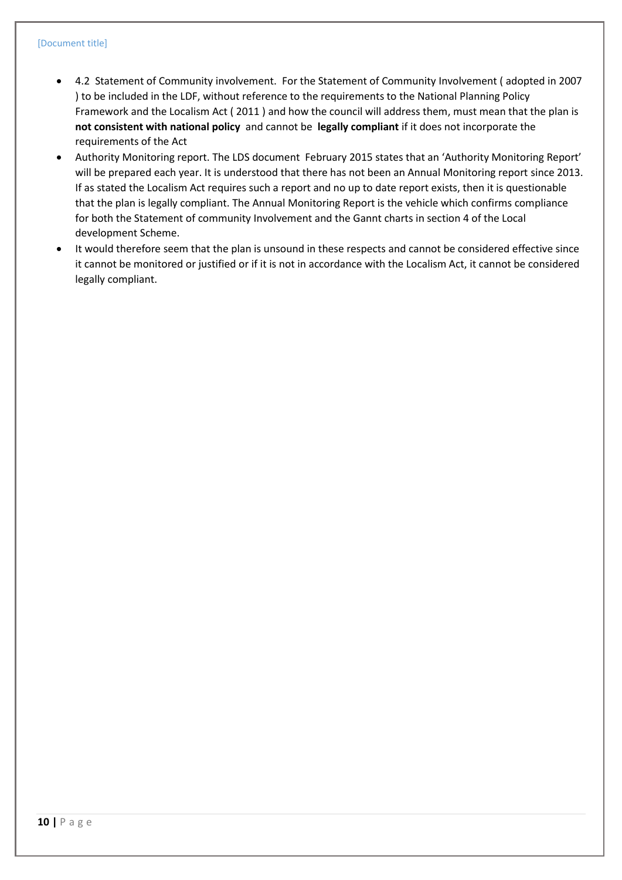- 4.2 Statement of Community involvement. For the Statement of Community Involvement ( adopted in 2007 ) to be included in the LDF, without reference to the requirements to the National Planning Policy Framework and the Localism Act ( 2011 ) and how the council will address them, must mean that the plan is **not consistent with national policy** and cannot be **legally compliant** if it does not incorporate the requirements of the Act
- Authority Monitoring report. The LDS document February 2015 states that an 'Authority Monitoring Report' will be prepared each year. It is understood that there has not been an Annual Monitoring report since 2013. If as stated the Localism Act requires such a report and no up to date report exists, then it is questionable that the plan is legally compliant. The Annual Monitoring Report is the vehicle which confirms compliance for both the Statement of community Involvement and the Gannt charts in section 4 of the Local development Scheme.
- It would therefore seem that the plan is unsound in these respects and cannot be considered effective since it cannot be monitored or justified or if it is not in accordance with the Localism Act, it cannot be considered legally compliant.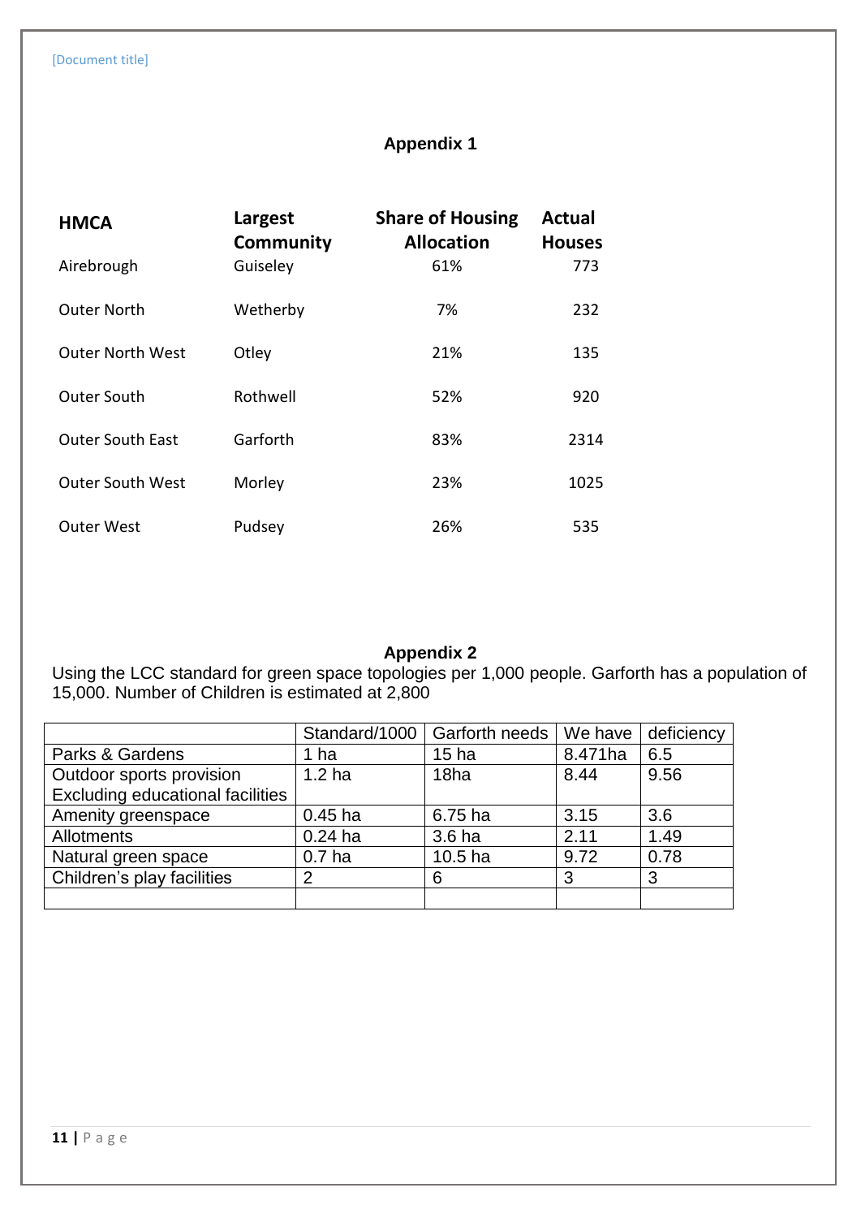## Appendix 1

| HMCA | Largest Community | Share of Housing Allocation | Actual Houses |
|---|---|---|---|
| Airebrough | Guiseley | 61% | 773 |
| Outer North | Wetherby | 7% | 232 |
| Outer North West | Otley | 21% | 135 |
| Outer South | Rothwell | 52% | 920 |
| Outer South East | Garforth | 83% | 2314 |
| Outer South West | Morley | 23% | 1025 |
| Outer West | Pudsey | 26% | 535 |

## Appendix 2

Using the LCC standard for green space topologies per 1,000 people. Garforth has a population of 15,000. Number of Children is estimated at 2,800

| | Standard/1000 | Garforth needs | We have | deficiency |
|---|---|---|---|---|
| Parks & Gardens | 1 ha | 15 ha | 8.471ha | 6.5 |
| Outdoor sports provision Excluding educational facilities | 1.2 ha | 18ha | 8.44 | 9.56 |
| Amenity greenspace | 0.45 ha | 6.75 ha | 3.15 | 3.6 |
| Allotments | 0.24 ha | 3.6 ha | 2.11 | 1.49 |
| Natural green space | 0.7 ha | 10.5 ha | 9.72 | 0.78 |
| Children's play facilities | 2 | 6 | 3 | 3 |
| | | | | |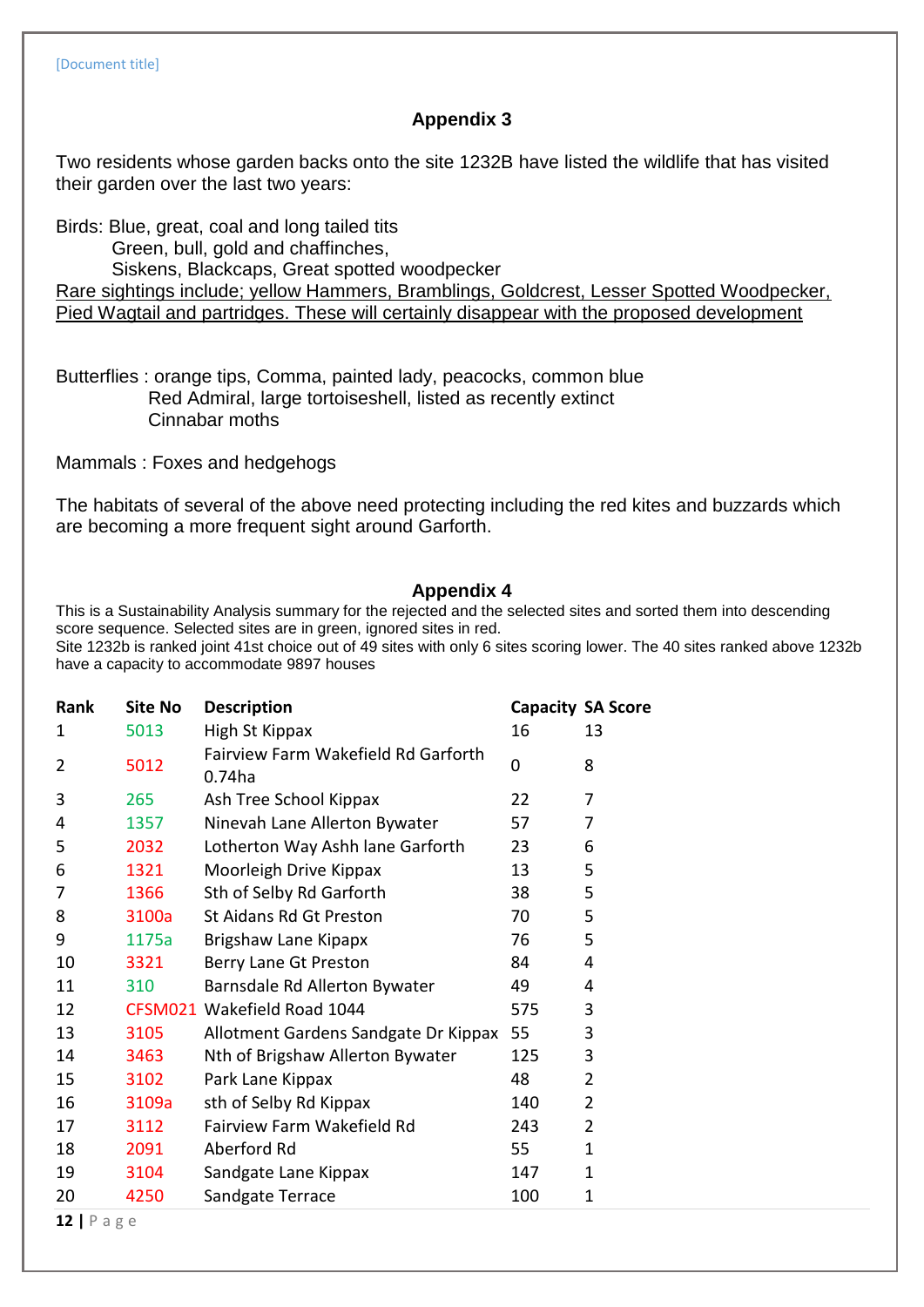## Appendix 3

Two residents whose garden backs onto the site 1232B have listed the wildlife that has visited their garden over the last two years:

Birds: Blue, great, coal and long tailed tits
Green, bull, gold and chaffinches,
Siskens, Blackcaps, Great spotted woodpecker
<u>Rare sightings include; yellow Hammers, Bramblings, Goldcrest, Lesser Spotted Woodpecker, Pied Wagtail and partridges. These will certainly disappear with the proposed development</u>

Butterflies : orange tips, Comma, painted lady, peacocks, common blue
Red Admiral, large tortoiseshell, listed as recently extinct
Cinnabar moths

Mammals : Foxes and hedgehogs

The habitats of several of the above need protecting including the red kites and buzzards which are becoming a more frequent sight around Garforth.

## Appendix 4

This is a Sustainability Analysis summary for the rejected and the selected sites and sorted them into descending score sequence. Selected sites are in green, ignored sites in red.
Site 1232b is ranked joint 41st choice out of 49 sites with only 6 sites scoring lower. The 40 sites ranked above 1232b have a capacity to accommodate 9897 houses

| Rank | Site No | Description | Capacity | SA Score |
|---|---|---|---|---|
| 1 | 5013 | High St Kippax | 16 | 13 |
| 2 | 5012 | Fairview Farm Wakefield Rd Garforth 0.74ha | 0 | 8 |
| 3 | 265 | Ash Tree School Kippax | 22 | 7 |
| 4 | 1357 | Ninevah Lane Allerton Bywater | 57 | 7 |
| 5 | 2032 | Lotherton Way Ashh lane Garforth | 23 | 6 |
| 6 | 1321 | Moorleigh Drive Kippax | 13 | 5 |
| 7 | 1366 | Sth of Selby Rd Garforth | 38 | 5 |
| 8 | 3100a | St Aidans Rd Gt Preston | 70 | 5 |
| 9 | 1175a | Brigshaw Lane Kipapx | 76 | 5 |
| 10 | 3321 | Berry Lane Gt Preston | 84 | 4 |
| 11 | 310 | Barnsdale Rd Allerton Bywater | 49 | 4 |
| 12 | CFSM021 | Wakefield Road 1044 | 575 | 3 |
| 13 | 3105 | Allotment Gardens Sandgate Dr Kippax | 55 | 3 |
| 14 | 3463 | Nth of Brigshaw Allerton Bywater | 125 | 3 |
| 15 | 3102 | Park Lane Kippax | 48 | 2 |
| 16 | 3109a | sth of Selby Rd Kippax | 140 | 2 |
| 17 | 3112 | Fairview Farm Wakefield Rd | 243 | 2 |
| 18 | 2091 | Aberford Rd | 55 | 1 |
| 19 | 3104 | Sandgate Lane Kippax | 147 | 1 |
| 20 | 4250 | Sandgate Terrace | 100 | 1 |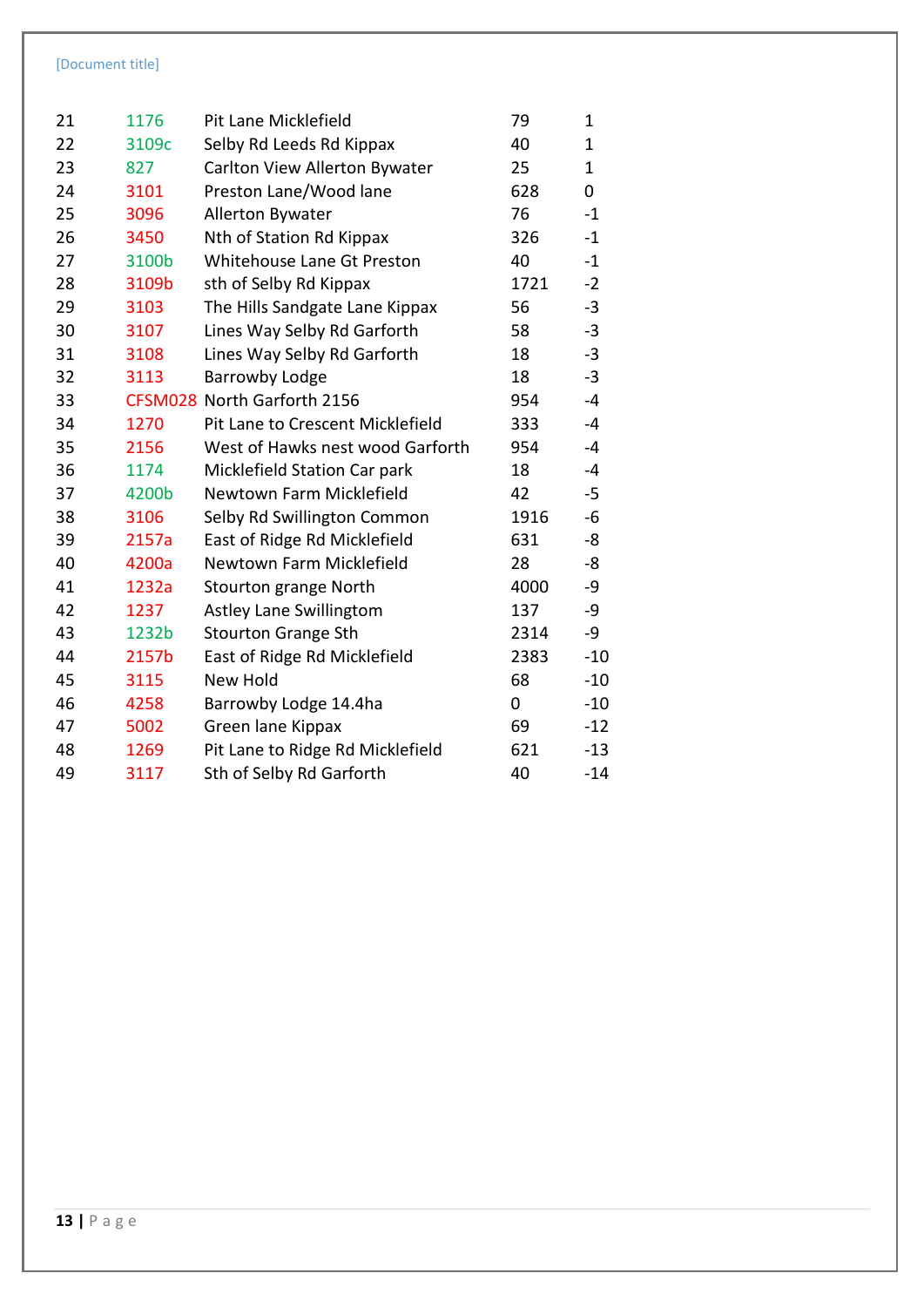| | | | | |
|---|---|---|---|---|
| 21 | 1176 | Pit Lane Micklefield | 79 | 1 |
| 22 | 3109c | Selby Rd Leeds Rd Kippax | 40 | 1 |
| 23 | 827 | Carlton View Allerton Bywater | 25 | 1 |
| 24 | 3101 | Preston Lane/Wood lane | 628 | 0 |
| 25 | 3096 | Allerton Bywater | 76 | -1 |
| 26 | 3450 | Nth of Station Rd Kippax | 326 | -1 |
| 27 | 3100b | Whitehouse Lane Gt Preston | 40 | -1 |
| 28 | 3109b | sth of Selby Rd Kippax | 1721 | -2 |
| 29 | 3103 | The Hills Sandgate Lane Kippax | 56 | -3 |
| 30 | 3107 | Lines Way Selby Rd Garforth | 58 | -3 |
| 31 | 3108 | Lines Way Selby Rd Garforth | 18 | -3 |
| 32 | 3113 | Barrowby Lodge | 18 | -3 |
| 33 | CFSM028 | North Garforth 2156 | 954 | -4 |
| 34 | 1270 | Pit Lane to Crescent Micklefield | 333 | -4 |
| 35 | 2156 | West of Hawks nest wood Garforth | 954 | -4 |
| 36 | 1174 | Micklefield Station Car park | 18 | -4 |
| 37 | 4200b | Newtown Farm Micklefield | 42 | -5 |
| 38 | 3106 | Selby Rd Swillington Common | 1916 | -6 |
| 39 | 2157a | East of Ridge Rd Micklefield | 631 | -8 |
| 40 | 4200a | Newtown Farm Micklefield | 28 | -8 |
| 41 | 1232a | Stourton grange North | 4000 | -9 |
| 42 | 1237 | Astley Lane Swillingtom | 137 | -9 |
| 43 | 1232b | Stourton Grange Sth | 2314 | -9 |
| 44 | 2157b | East of Ridge Rd Micklefield | 2383 | -10 |
| 45 | 3115 | New Hold | 68 | -10 |
| 46 | 4258 | Barrowby Lodge 14.4ha | 0 | -10 |
| 47 | 5002 | Green lane Kippax | 69 | -12 |
| 48 | 1269 | Pit Lane to Ridge Rd Micklefield | 621 | -13 |
| 49 | 3117 | Sth of Selby Rd Garforth | 40 | -14 |